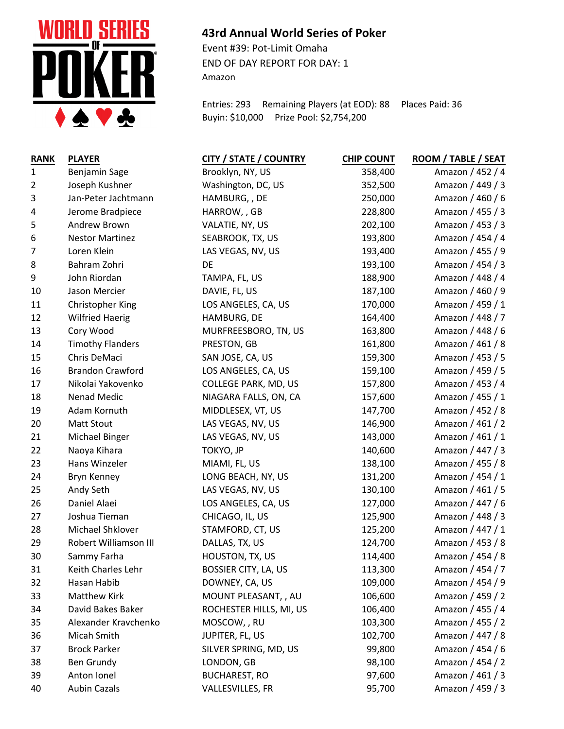# 43rd Annual World Series of Poker

Event #39: Pot-Limit Omaha
END OF DAY REPORT FOR DAY: 1
Amazon

Entries: 293 Remaining Players (at EOD): 88 Places Paid: 36
Buyin: $10,000 Prize Pool: $2,754,200

| RANK | PLAYER | CITY / STATE / COUNTRY | CHIP COUNT | ROOM / TABLE / SEAT |
|---|---|---|---|---|
| 1 | Benjamin Sage | Brooklyn, NY, US | 358,400 | Amazon / 452 / 4 |
| 2 | Joseph Kushner | Washington, DC, US | 352,500 | Amazon / 449 / 3 |
| 3 | Jan-Peter Jachtmann | HAMBURG, , DE | 250,000 | Amazon / 460 / 6 |
| 4 | Jerome Bradpiece | HARROW, , GB | 228,800 | Amazon / 455 / 3 |
| 5 | Andrew Brown | VALATIE, NY, US | 202,100 | Amazon / 453 / 3 |
| 6 | Nestor Martinez | SEABROOK, TX, US | 193,800 | Amazon / 454 / 4 |
| 7 | Loren Klein | LAS VEGAS, NV, US | 193,400 | Amazon / 455 / 9 |
| 8 | Bahram Zohri | DE | 193,100 | Amazon / 454 / 3 |
| 9 | John Riordan | TAMPA, FL, US | 188,900 | Amazon / 448 / 4 |
| 10 | Jason Mercier | DAVIE, FL, US | 187,100 | Amazon / 460 / 9 |
| 11 | Christopher King | LOS ANGELES, CA, US | 170,000 | Amazon / 459 / 1 |
| 12 | Wilfried Haerig | HAMBURG, DE | 164,400 | Amazon / 448 / 7 |
| 13 | Cory Wood | MURFREESBORO, TN, US | 163,800 | Amazon / 448 / 6 |
| 14 | Timothy Flanders | PRESTON, GB | 161,800 | Amazon / 461 / 8 |
| 15 | Chris DeMaci | SAN JOSE, CA, US | 159,300 | Amazon / 453 / 5 |
| 16 | Brandon Crawford | LOS ANGELES, CA, US | 159,100 | Amazon / 459 / 5 |
| 17 | Nikolai Yakovenko | COLLEGE PARK, MD, US | 157,800 | Amazon / 453 / 4 |
| 18 | Nenad Medic | NIAGARA FALLS, ON, CA | 157,600 | Amazon / 455 / 1 |
| 19 | Adam Kornuth | MIDDLESEX, VT, US | 147,700 | Amazon / 452 / 8 |
| 20 | Matt Stout | LAS VEGAS, NV, US | 146,900 | Amazon / 461 / 2 |
| 21 | Michael Binger | LAS VEGAS, NV, US | 143,000 | Amazon / 461 / 1 |
| 22 | Naoya Kihara | TOKYO, JP | 140,600 | Amazon / 447 / 3 |
| 23 | Hans Winzeler | MIAMI, FL, US | 138,100 | Amazon / 455 / 8 |
| 24 | Bryn Kenney | LONG BEACH, NY, US | 131,200 | Amazon / 454 / 1 |
| 25 | Andy Seth | LAS VEGAS, NV, US | 130,100 | Amazon / 461 / 5 |
| 26 | Daniel Alaei | LOS ANGELES, CA, US | 127,000 | Amazon / 447 / 6 |
| 27 | Joshua Tieman | CHICAGO, IL, US | 125,900 | Amazon / 448 / 3 |
| 28 | Michael Shklover | STAMFORD, CT, US | 125,200 | Amazon / 447 / 1 |
| 29 | Robert Williamson III | DALLAS, TX, US | 124,700 | Amazon / 453 / 8 |
| 30 | Sammy Farha | HOUSTON, TX, US | 114,400 | Amazon / 454 / 8 |
| 31 | Keith Charles Lehr | BOSSIER CITY, LA, US | 113,300 | Amazon / 454 / 7 |
| 32 | Hasan Habib | DOWNEY, CA, US | 109,000 | Amazon / 454 / 9 |
| 33 | Matthew Kirk | MOUNT PLEASANT, , AU | 106,600 | Amazon / 459 / 2 |
| 34 | David Bakes Baker | ROCHESTER HILLS, MI, US | 106,400 | Amazon / 455 / 4 |
| 35 | Alexander Kravchenko | MOSCOW, , RU | 103,300 | Amazon / 455 / 2 |
| 36 | Micah Smith | JUPITER, FL, US | 102,700 | Amazon / 447 / 8 |
| 37 | Brock Parker | SILVER SPRING, MD, US | 99,800 | Amazon / 454 / 6 |
| 38 | Ben Grundy | LONDON, GB | 98,100 | Amazon / 454 / 2 |
| 39 | Anton Ionel | BUCHAREST, RO | 97,600 | Amazon / 461 / 3 |
| 40 | Aubin Cazals | VALLESVILLES, FR | 95,700 | Amazon / 459 / 3 |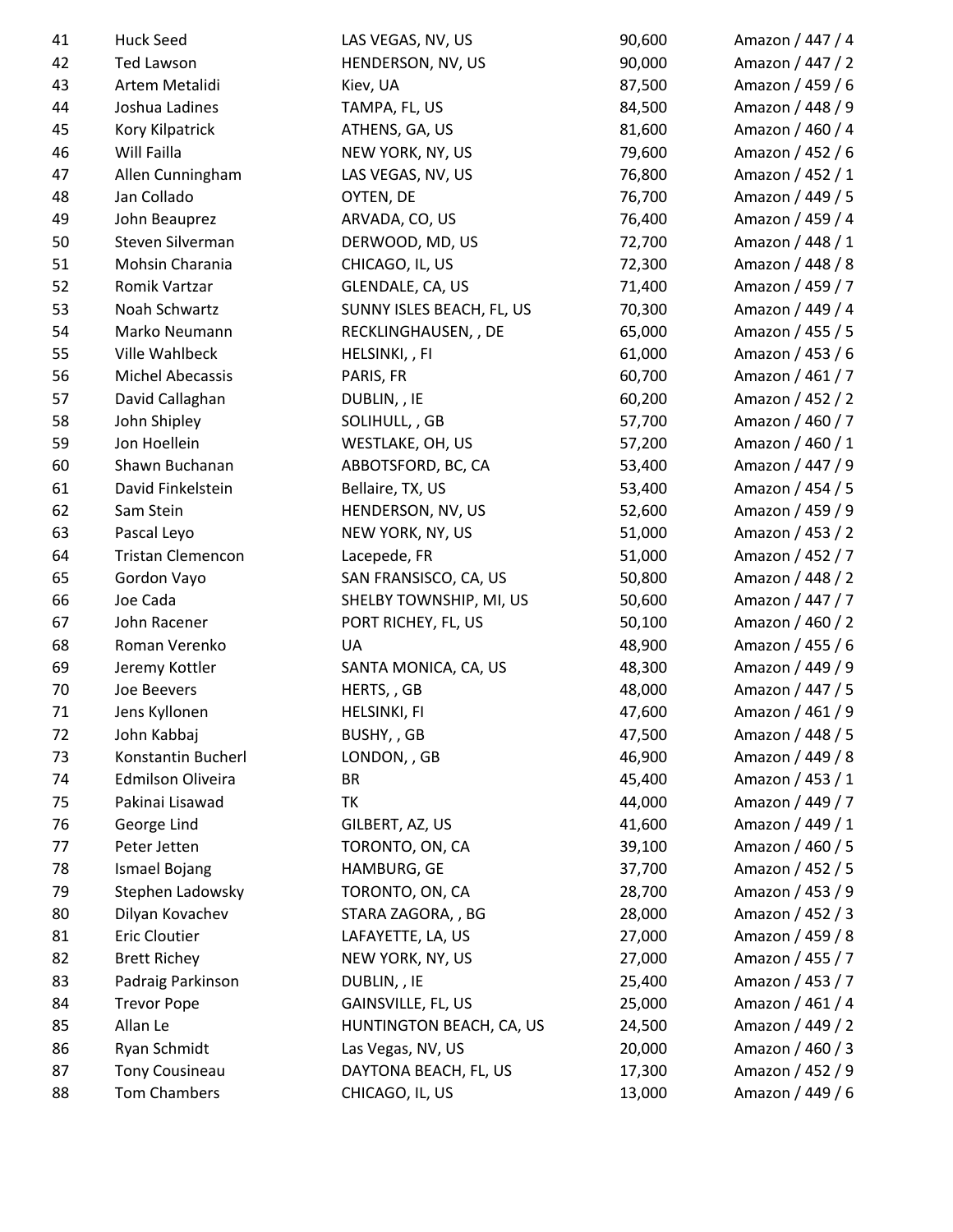| | | | | |
|---|---|---|---|---|
| 41 | Huck Seed | LAS VEGAS, NV, US | 90,600 | Amazon / 447 / 4 |
| 42 | Ted Lawson | HENDERSON, NV, US | 90,000 | Amazon / 447 / 2 |
| 43 | Artem Metalidi | Kiev, UA | 87,500 | Amazon / 459 / 6 |
| 44 | Joshua Ladines | TAMPA, FL, US | 84,500 | Amazon / 448 / 9 |
| 45 | Kory Kilpatrick | ATHENS, GA, US | 81,600 | Amazon / 460 / 4 |
| 46 | Will Failla | NEW YORK, NY, US | 79,600 | Amazon / 452 / 6 |
| 47 | Allen Cunningham | LAS VEGAS, NV, US | 76,800 | Amazon / 452 / 1 |
| 48 | Jan Collado | OYTEN, DE | 76,700 | Amazon / 449 / 5 |
| 49 | John Beauprez | ARVADA, CO, US | 76,400 | Amazon / 459 / 4 |
| 50 | Steven Silverman | DERWOOD, MD, US | 72,700 | Amazon / 448 / 1 |
| 51 | Mohsin Charania | CHICAGO, IL, US | 72,300 | Amazon / 448 / 8 |
| 52 | Romik Vartzar | GLENDALE, CA, US | 71,400 | Amazon / 459 / 7 |
| 53 | Noah Schwartz | SUNNY ISLES BEACH, FL, US | 70,300 | Amazon / 449 / 4 |
| 54 | Marko Neumann | RECKLINGHAUSEN, , DE | 65,000 | Amazon / 455 / 5 |
| 55 | Ville Wahlbeck | HELSINKI, , FI | 61,000 | Amazon / 453 / 6 |
| 56 | Michel Abecassis | PARIS, FR | 60,700 | Amazon / 461 / 7 |
| 57 | David Callaghan | DUBLIN, , IE | 60,200 | Amazon / 452 / 2 |
| 58 | John Shipley | SOLIHULL, , GB | 57,700 | Amazon / 460 / 7 |
| 59 | Jon Hoellein | WESTLAKE, OH, US | 57,200 | Amazon / 460 / 1 |
| 60 | Shawn Buchanan | ABBOTSFORD, BC, CA | 53,400 | Amazon / 447 / 9 |
| 61 | David Finkelstein | Bellaire, TX, US | 53,400 | Amazon / 454 / 5 |
| 62 | Sam Stein | HENDERSON, NV, US | 52,600 | Amazon / 459 / 9 |
| 63 | Pascal Leyo | NEW YORK, NY, US | 51,000 | Amazon / 453 / 2 |
| 64 | Tristan Clemencon | Lacepede, FR | 51,000 | Amazon / 452 / 7 |
| 65 | Gordon Vayo | SAN FRANSISCO, CA, US | 50,800 | Amazon / 448 / 2 |
| 66 | Joe Cada | SHELBY TOWNSHIP, MI, US | 50,600 | Amazon / 447 / 7 |
| 67 | John Racener | PORT RICHEY, FL, US | 50,100 | Amazon / 460 / 2 |
| 68 | Roman Verenko | UA | 48,900 | Amazon / 455 / 6 |
| 69 | Jeremy Kottler | SANTA MONICA, CA, US | 48,300 | Amazon / 449 / 9 |
| 70 | Joe Beevers | HERTS, , GB | 48,000 | Amazon / 447 / 5 |
| 71 | Jens Kyllonen | HELSINKI, FI | 47,600 | Amazon / 461 / 9 |
| 72 | John Kabbaj | BUSHY, , GB | 47,500 | Amazon / 448 / 5 |
| 73 | Konstantin Bucherl | LONDON, , GB | 46,900 | Amazon / 449 / 8 |
| 74 | Edmilson Oliveira | BR | 45,400 | Amazon / 453 / 1 |
| 75 | Pakinai Lisawad | TK | 44,000 | Amazon / 449 / 7 |
| 76 | George Lind | GILBERT, AZ, US | 41,600 | Amazon / 449 / 1 |
| 77 | Peter Jetten | TORONTO, ON, CA | 39,100 | Amazon / 460 / 5 |
| 78 | Ismael Bojang | HAMBURG, GE | 37,700 | Amazon / 452 / 5 |
| 79 | Stephen Ladowsky | TORONTO, ON, CA | 28,700 | Amazon / 453 / 9 |
| 80 | Dilyan Kovachev | STARA ZAGORA, , BG | 28,000 | Amazon / 452 / 3 |
| 81 | Eric Cloutier | LAFAYETTE, LA, US | 27,000 | Amazon / 459 / 8 |
| 82 | Brett Richey | NEW YORK, NY, US | 27,000 | Amazon / 455 / 7 |
| 83 | Padraig Parkinson | DUBLIN, , IE | 25,400 | Amazon / 453 / 7 |
| 84 | Trevor Pope | GAINSVILLE, FL, US | 25,000 | Amazon / 461 / 4 |
| 85 | Allan Le | HUNTINGTON BEACH, CA, US | 24,500 | Amazon / 449 / 2 |
| 86 | Ryan Schmidt | Las Vegas, NV, US | 20,000 | Amazon / 460 / 3 |
| 87 | Tony Cousineau | DAYTONA BEACH, FL, US | 17,300 | Amazon / 452 / 9 |
| 88 | Tom Chambers | CHICAGO, IL, US | 13,000 | Amazon / 449 / 6 |